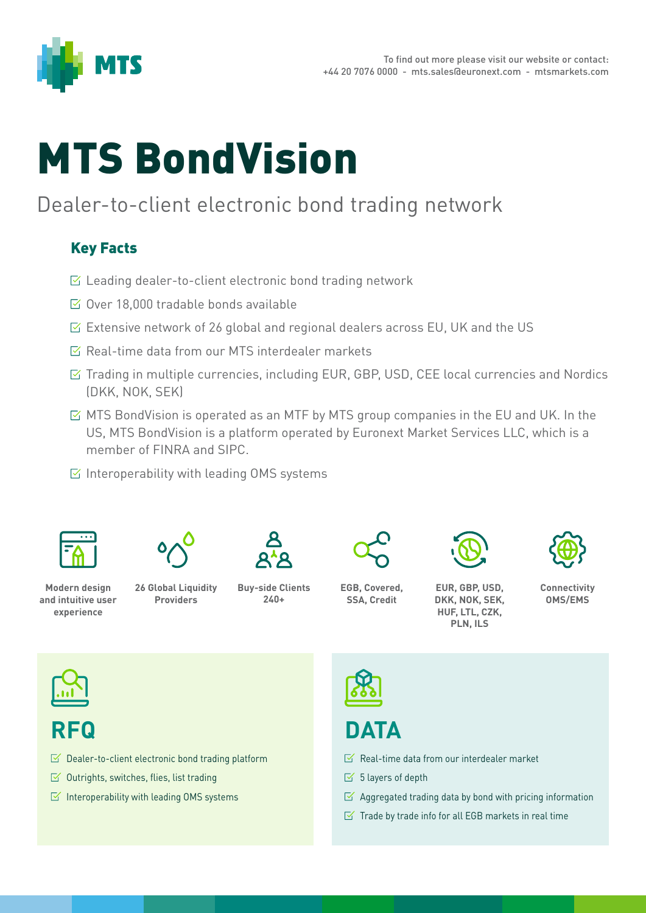MTS

To find out more please visit our website or contact:
+44 20 7076 0000 - mts.sales@euronext.com - mtsmarkets.com

# MTS BondVision

## Dealer-to-client electronic bond trading network

### Key Facts

- Leading dealer-to-client electronic bond trading network
- Over 18,000 tradable bonds available
- Extensive network of 26 global and regional dealers across EU, UK and the US
- Real-time data from our MTS interdealer markets
- Trading in multiple currencies, including EUR, GBP, USD, CEE local currencies and Nordics (DKK, NOK, SEK)
- MTS BondVision is operated as an MTF by MTS group companies in the EU and UK. In the US, MTS BondVision is a platform operated by Euronext Market Services LLC, which is a member of FINRA and SIPC.
- Interoperability with leading OMS systems

**Modern design and intuitive user experience**

**26 Global Liquidity Providers**

**Buy-side Clients 240+**

**EGB, Covered, SSA, Credit**

**EUR, GBP, USD, DKK, NOK, SEK, HUF, LTL, CZK, PLN, ILS**

**Connectivity OMS/EMS**

## RFQ

- Dealer-to-client electronic bond trading platform
- Outrights, switches, flies, list trading
- Interoperability with leading OMS systems

## DATA

- Real-time data from our interdealer market
- 5 layers of depth
- Aggregated trading data by bond with pricing information
- Trade by trade info for all EGB markets in real time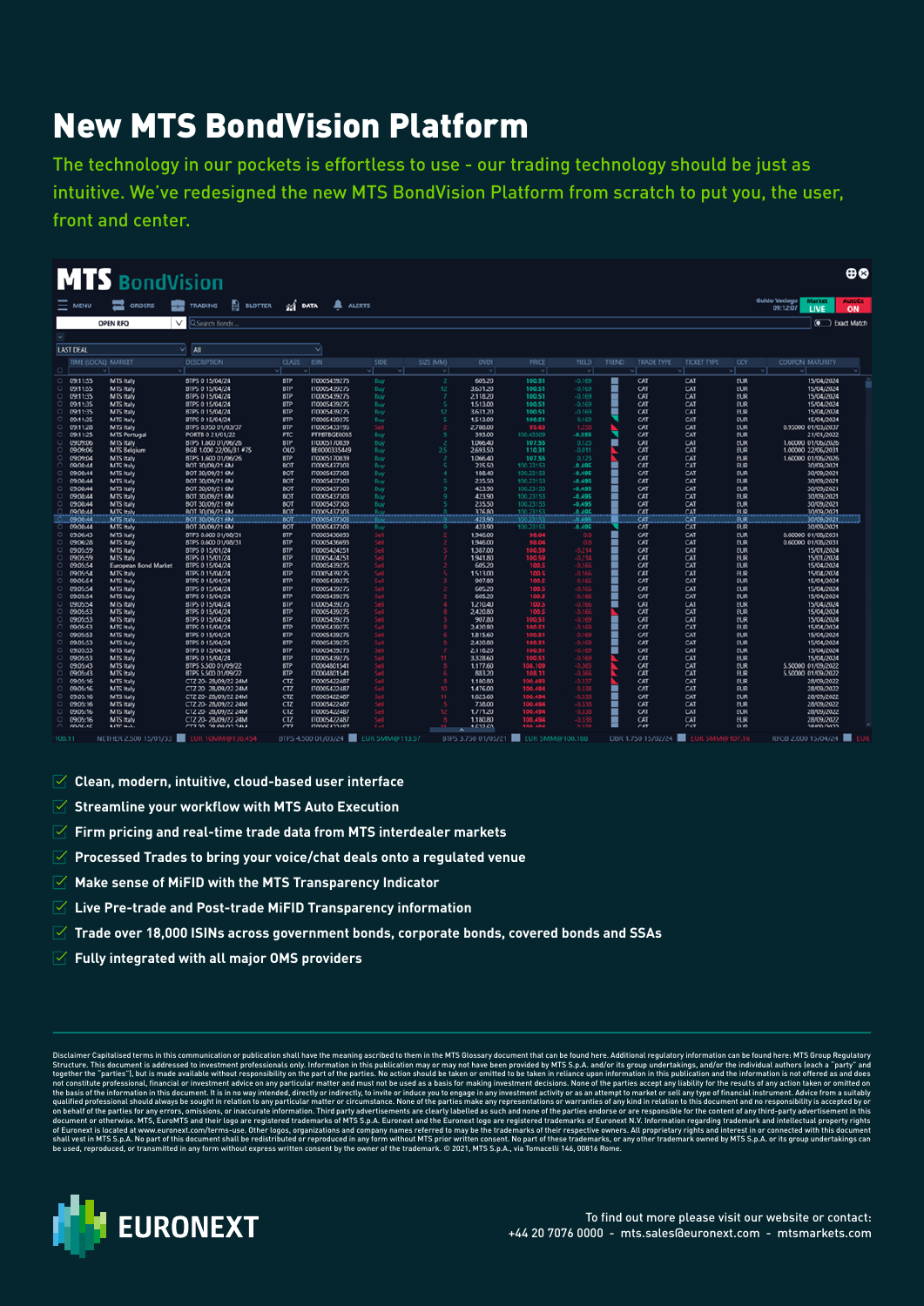# New MTS BondVision Platform

The technology in our pockets is effortless to use - our trading technology should be just as intuitive. We've redesigned the new MTS BondVision Platform from scratch to put you, the user, front and center.

- Clean, modern, intuitive, cloud-based user interface
- Streamline your workflow with MTS Auto Execution
- Firm pricing and real-time trade data from MTS interdealer markets
- Processed Trades to bring your voice/chat deals onto a regulated venue
- Make sense of MiFID with the MTS Transparency Indicator
- Live Pre-trade and Post-trade MiFID Transparency information
- Trade over 18,000 ISINs across government bonds, corporate bonds, covered bonds and SSAs
- Fully integrated with all major OMS providers

Disclaimer Capitalised terms in this communication or publication shall have the meaning ascribed to them in the MTS Glossary document that can be found here. Additional regulatory information can be found here: MTS Group Regulatory Structure. This document is addressed to investment professionals only. Information in this publication may or may not have been provided by MTS S.p.A. and/or its group undertakings, and/or the individual authors (each a "party" and together the "parties"), but is made available without responsibility on the part of the parties. No action should be taken or omitted to be taken in reliance upon information in this publication and the information is not offered as and does not constitute professional, financial or investment advice on any particular matter and must not be used as a basis for making investment decisions. None of the parties accept any liability for the results of any action taken or omitted on the basis of the information in this document. It is in no way intended, directly or indirectly, to invite or induce you to engage in any investment activity or as an attempt to market or sell any type of financial instrument. Advice from a suitably qualified professional should always be sought in relation to any particular matter or circumstance. None of the parties make any representations or warranties of any kind in relation to this document and no responsibility is accepted by or on behalf of the parties for any errors, omissions, or inaccurate information. Third party advertisements are clearly labelled as such and none of the parties endorse or are responsible for the content of any third-party advertisement in this document or otherwise. MTS, EuroMTS and their logo are registered trademarks of MTS S.p.A. Euronext and the Euronext logo are registered trademarks of Euronext N.V. Information regarding trademark and intellectual property rights of Euronext is located at www.euronext.com/terms-use. Other logos, organizations and company names referred to may be the trademarks of their respective owners. All proprietary rights and interest in or connected with this document shall vest in MTS S.p.A. No part of this document shall be redistributed or reproduced in any form without MTS prior written consent. No part of these trademarks, or any other trademark owned by MTS S.p.A. or its group undertakings can be used, reproduced, or transmitted in any form without express written consent by the owner of the trademark. © 2021, MTS S.p.A., via Tomacelli 146, 00816 Rome.

EURONEXT

To find out more please visit our website or contact:
+44 20 7076 0000 - mts.sales@euronext.com - mtsmarkets.com